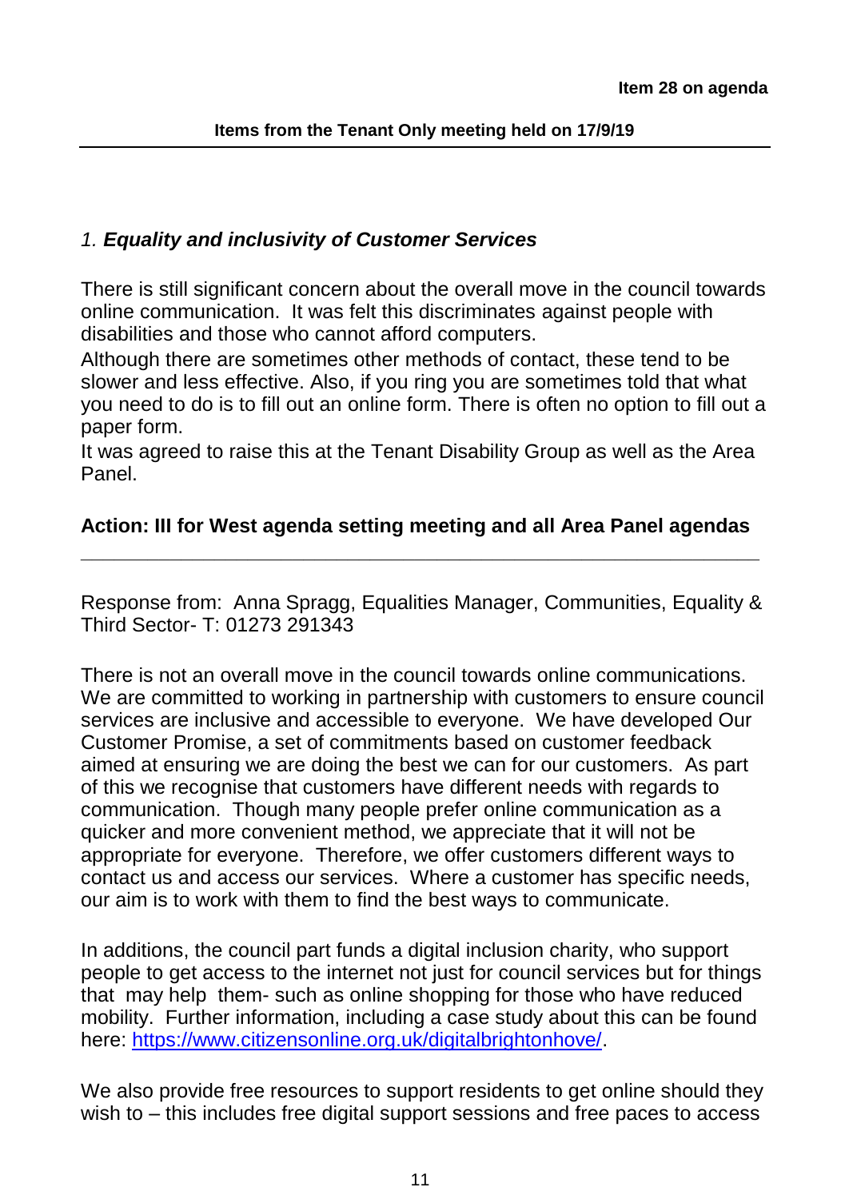**Item 28 on agenda**

**Items from the Tenant Only meeting held on 17/9/19**

---

## 1. ***Equality and inclusivity of Customer Services***

There is still significant concern about the overall move in the council towards online communication. It was felt this discriminates against people with disabilities and those who cannot afford computers.

Although there are sometimes other methods of contact, these tend to be slower and less effective. Also, if you ring you are sometimes told that what you need to do is to fill out an online form. There is often no option to fill out a paper form.

It was agreed to raise this at the Tenant Disability Group as well as the Area Panel.

**Action: III for West agenda setting meeting and all Area Panel agendas**

---

Response from: Anna Spragg, Equalities Manager, Communities, Equality & Third Sector- T: 01273 291343

There is not an overall move in the council towards online communications. We are committed to working in partnership with customers to ensure council services are inclusive and accessible to everyone. We have developed Our Customer Promise, a set of commitments based on customer feedback aimed at ensuring we are doing the best we can for our customers. As part of this we recognise that customers have different needs with regards to communication. Though many people prefer online communication as a quicker and more convenient method, we appreciate that it will not be appropriate for everyone. Therefore, we offer customers different ways to contact us and access our services. Where a customer has specific needs, our aim is to work with them to find the best ways to communicate.

In additions, the council part funds a digital inclusion charity, who support people to get access to the internet not just for council services but for things that may help them- such as online shopping for those who have reduced mobility. Further information, including a case study about this can be found here: [https://www.citizensonline.org.uk/digitalbrightonhove/](https://www.citizensonline.org.uk/digitalbrightonhove/).

We also provide free resources to support residents to get online should they wish to – this includes free digital support sessions and free paces to access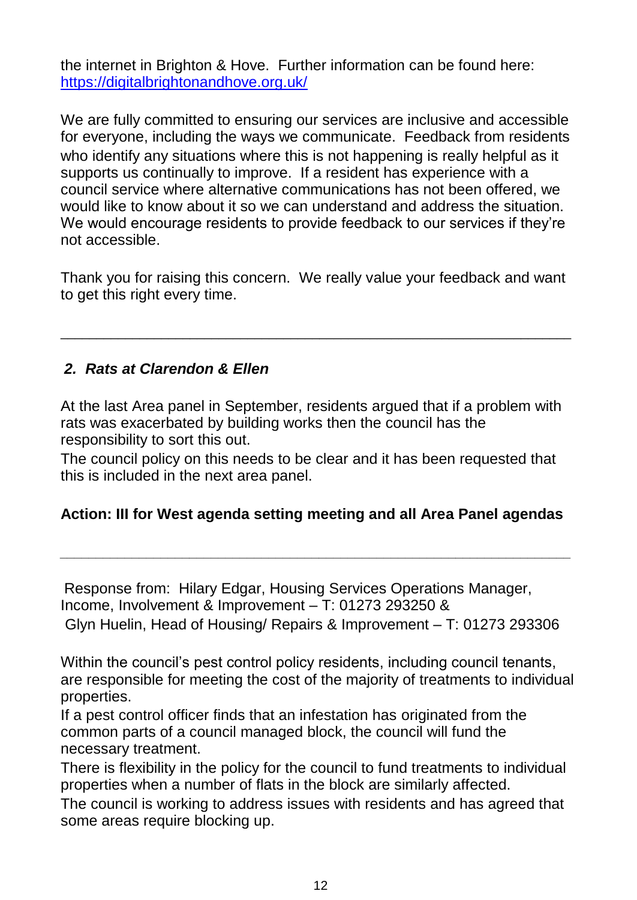the internet in Brighton & Hove. Further information can be found here: [https://digitalbrightonandhove.org.uk/](https://digitalbrightonandhove.org.uk/)

We are fully committed to ensuring our services are inclusive and accessible for everyone, including the ways we communicate. Feedback from residents who identify any situations where this is not happening is really helpful as it supports us continually to improve. If a resident has experience with a council service where alternative communications has not been offered, we would like to know about it so we can understand and address the situation. We would encourage residents to provide feedback to our services if they're not accessible.

Thank you for raising this concern. We really value your feedback and want to get this right every time.

---

### *2. Rats at Clarendon & Ellen*

At the last Area panel in September, residents argued that if a problem with rats was exacerbated by building works then the council has the responsibility to sort this out.
The council policy on this needs to be clear and it has been requested that this is included in the next area panel.

**Action: III for West agenda setting meeting and all Area Panel agendas**

---

Response from: Hilary Edgar, Housing Services Operations Manager, Income, Involvement & Improvement – T: 01273 293250 &
Glyn Huelin, Head of Housing/ Repairs & Improvement – T: 01273 293306

Within the council's pest control policy residents, including council tenants, are responsible for meeting the cost of the majority of treatments to individual properties.
If a pest control officer finds that an infestation has originated from the common parts of a council managed block, the council will fund the necessary treatment.
There is flexibility in the policy for the council to fund treatments to individual properties when a number of flats in the block are similarly affected.
The council is working to address issues with residents and has agreed that some areas require blocking up.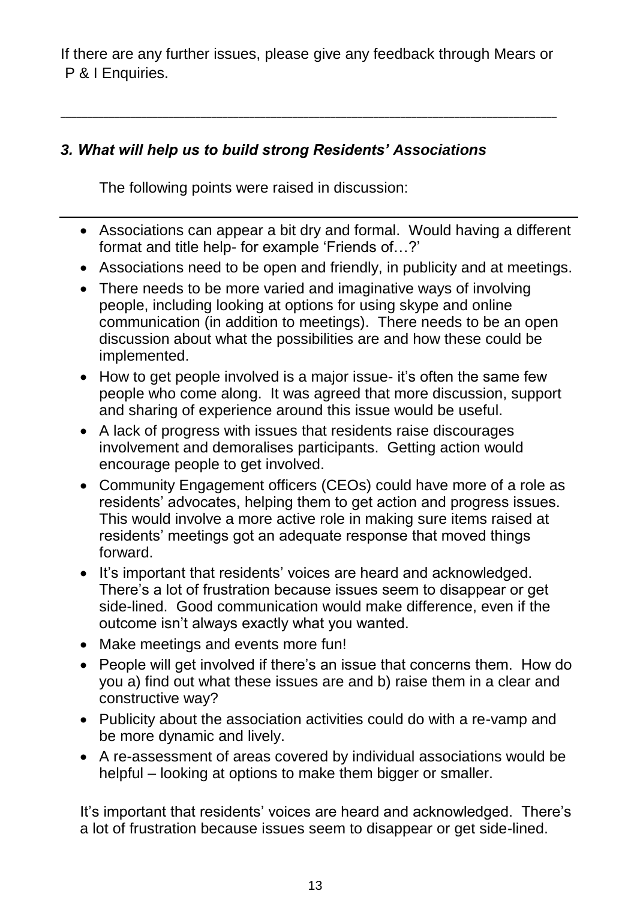If there are any further issues, please give any feedback through Mears or P & I Enquiries.

---

### *3. What will help us to build strong Residents' Associations*

The following points were raised in discussion:

---

- Associations can appear a bit dry and formal. Would having a different format and title help- for example 'Friends of…?'
- Associations need to be open and friendly, in publicity and at meetings.
- There needs to be more varied and imaginative ways of involving people, including looking at options for using skype and online communication (in addition to meetings). There needs to be an open discussion about what the possibilities are and how these could be implemented.
- How to get people involved is a major issue- it's often the same few people who come along. It was agreed that more discussion, support and sharing of experience around this issue would be useful.
- A lack of progress with issues that residents raise discourages involvement and demoralises participants. Getting action would encourage people to get involved.
- Community Engagement officers (CEOs) could have more of a role as residents' advocates, helping them to get action and progress issues. This would involve a more active role in making sure items raised at residents' meetings got an adequate response that moved things forward.
- It's important that residents' voices are heard and acknowledged. There's a lot of frustration because issues seem to disappear or get side-lined. Good communication would make difference, even if the outcome isn't always exactly what you wanted.
- Make meetings and events more fun!
- People will get involved if there's an issue that concerns them. How do you a) find out what these issues are and b) raise them in a clear and constructive way?
- Publicity about the association activities could do with a re-vamp and be more dynamic and lively.
- A re-assessment of areas covered by individual associations would be helpful – looking at options to make them bigger or smaller.

It's important that residents' voices are heard and acknowledged. There's a lot of frustration because issues seem to disappear or get side-lined.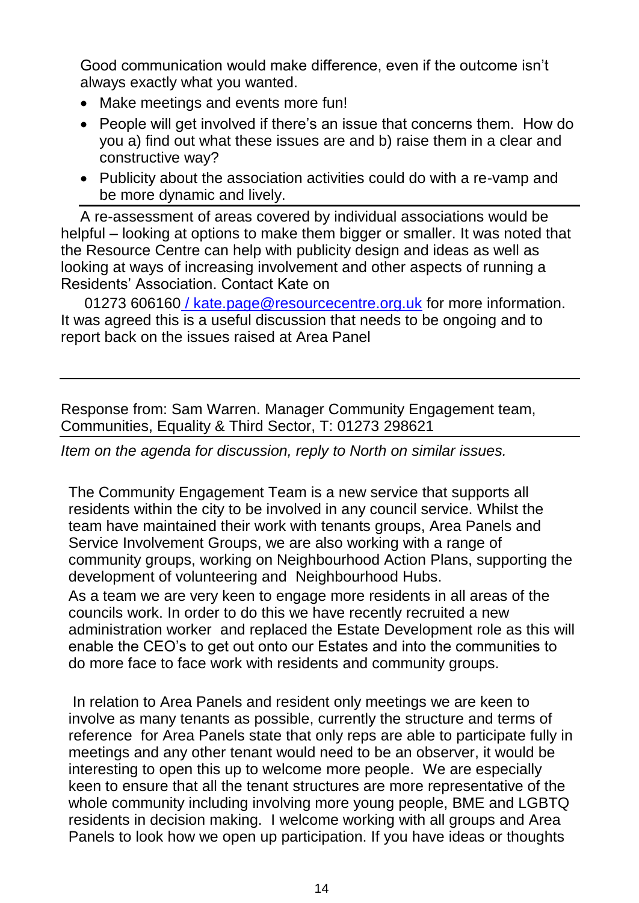Good communication would make difference, even if the outcome isn't always exactly what you wanted.

- Make meetings and events more fun!
- People will get involved if there's an issue that concerns them. How do you a) find out what these issues are and b) raise them in a clear and constructive way?
- Publicity about the association activities could do with a re-vamp and be more dynamic and lively.

A re-assessment of areas covered by individual associations would be helpful – looking at options to make them bigger or smaller. It was noted that the Resource Centre can help with publicity design and ideas as well as looking at ways of increasing involvement and other aspects of running a Residents' Association. Contact Kate on

01273 606160 / kate.page@resourcecentre.org.uk for more information. It was agreed this is a useful discussion that needs to be ongoing and to report back on the issues raised at Area Panel

---

Response from: Sam Warren. Manager Community Engagement team, Communities, Equality & Third Sector, T: 01273 298621

*Item on the agenda for discussion, reply to North on similar issues.*

The Community Engagement Team is a new service that supports all residents within the city to be involved in any council service. Whilst the team have maintained their work with tenants groups, Area Panels and Service Involvement Groups, we are also working with a range of community groups, working on Neighbourhood Action Plans, supporting the development of volunteering and Neighbourhood Hubs.

As a team we are very keen to engage more residents in all areas of the councils work. In order to do this we have recently recruited a new administration worker and replaced the Estate Development role as this will enable the CEO's to get out onto our Estates and into the communities to do more face to face work with residents and community groups.

In relation to Area Panels and resident only meetings we are keen to involve as many tenants as possible, currently the structure and terms of reference for Area Panels state that only reps are able to participate fully in meetings and any other tenant would need to be an observer, it would be interesting to open this up to welcome more people. We are especially keen to ensure that all the tenant structures are more representative of the whole community including involving more young people, BME and LGBTQ residents in decision making. I welcome working with all groups and Area Panels to look how we open up participation. If you have ideas or thoughts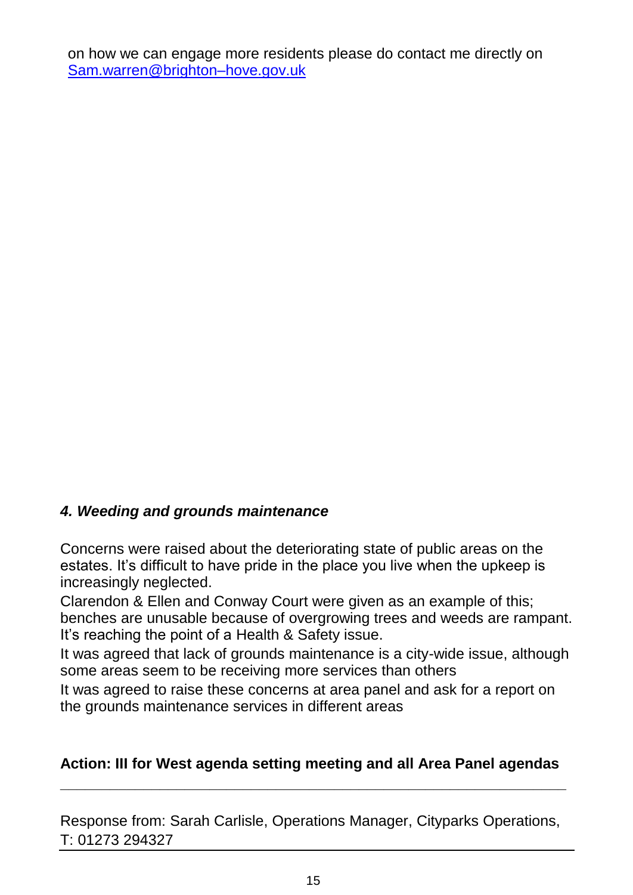on how we can engage more residents please do contact me directly on [Sam.warren@brighton–hove.gov.uk](mailto:Sam.warren@brighton–hove.gov.uk)

### *4. Weeding and grounds maintenance*

Concerns were raised about the deteriorating state of public areas on the estates. It's difficult to have pride in the place you live when the upkeep is increasingly neglected.

Clarendon & Ellen and Conway Court were given as an example of this; benches are unusable because of overgrowing trees and weeds are rampant. It's reaching the point of a Health & Safety issue.

It was agreed that lack of grounds maintenance is a city-wide issue, although some areas seem to be receiving more services than others

It was agreed to raise these concerns at area panel and ask for a report on the grounds maintenance services in different areas

**Action: Ill for West agenda setting meeting and all Area Panel agendas**

---

Response from: Sarah Carlisle, Operations Manager, Cityparks Operations, T: 01273 294327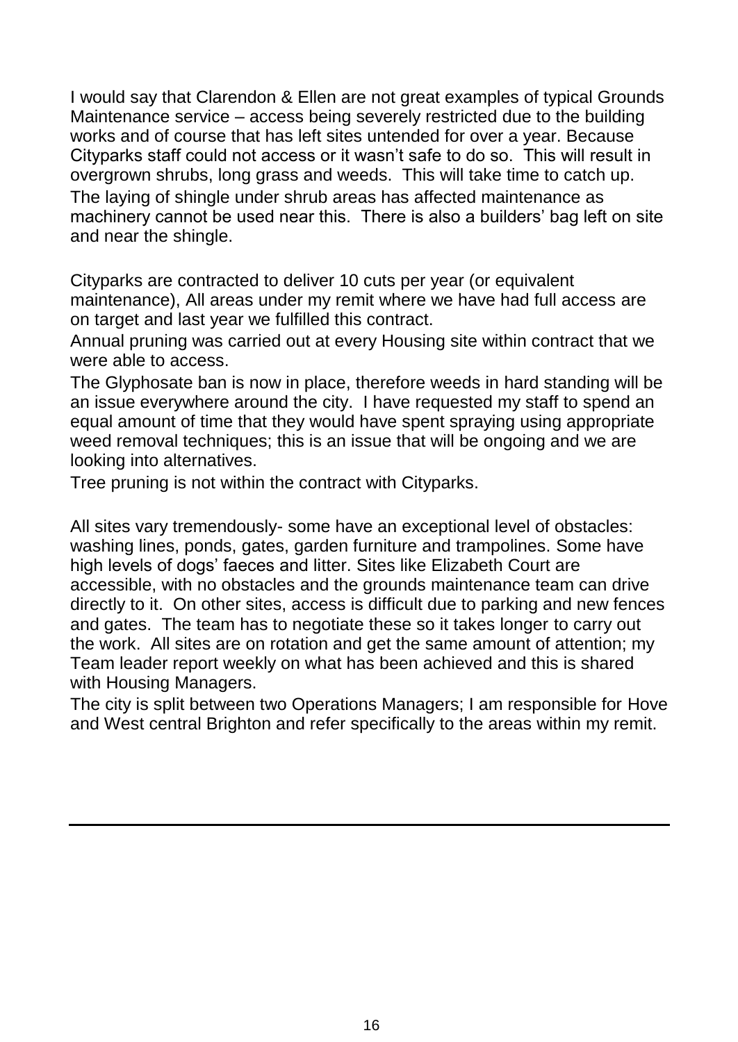I would say that Clarendon & Ellen are not great examples of typical Grounds Maintenance service – access being severely restricted due to the building works and of course that has left sites untended for over a year. Because Cityparks staff could not access or it wasn't safe to do so. This will result in overgrown shrubs, long grass and weeds. This will take time to catch up. The laying of shingle under shrub areas has affected maintenance as machinery cannot be used near this. There is also a builders' bag left on site and near the shingle.

Cityparks are contracted to deliver 10 cuts per year (or equivalent maintenance), All areas under my remit where we have had full access are on target and last year we fulfilled this contract.

Annual pruning was carried out at every Housing site within contract that we were able to access.

The Glyphosate ban is now in place, therefore weeds in hard standing will be an issue everywhere around the city. I have requested my staff to spend an equal amount of time that they would have spent spraying using appropriate weed removal techniques; this is an issue that will be ongoing and we are looking into alternatives.

Tree pruning is not within the contract with Cityparks.

All sites vary tremendously- some have an exceptional level of obstacles: washing lines, ponds, gates, garden furniture and trampolines. Some have high levels of dogs' faeces and litter. Sites like Elizabeth Court are accessible, with no obstacles and the grounds maintenance team can drive directly to it. On other sites, access is difficult due to parking and new fences and gates. The team has to negotiate these so it takes longer to carry out the work. All sites are on rotation and get the same amount of attention; my Team leader report weekly on what has been achieved and this is shared with Housing Managers.

The city is split between two Operations Managers; I am responsible for Hove and West central Brighton and refer specifically to the areas within my remit.

---